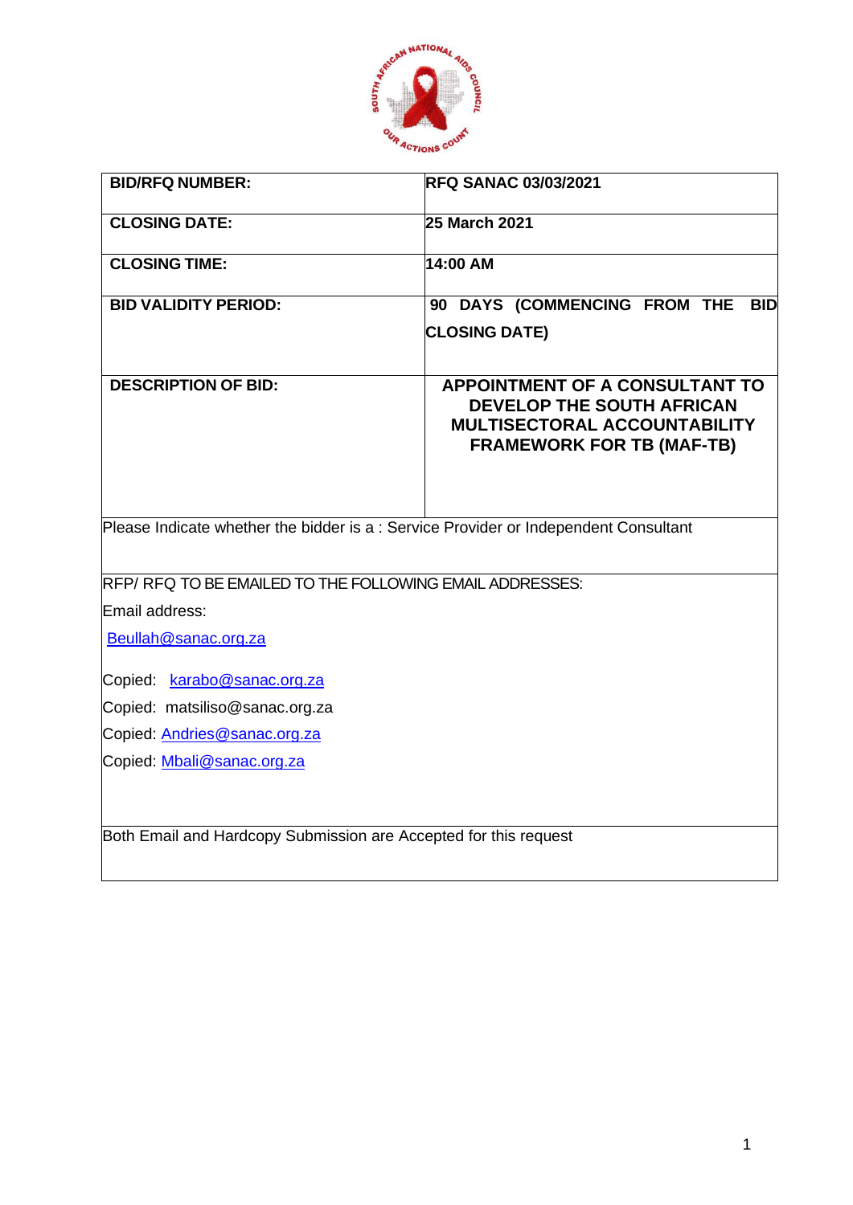| BID/RFQ NUMBER: | RFQ SANAC 03/03/2021 |
|---|---|
| CLOSING DATE: | 25 March 2021 |
| CLOSING TIME: | 14:00 AM |
| BID VALIDITY PERIOD: | 90 DAYS (COMMENCING FROM THE BID CLOSING DATE) |
| DESCRIPTION OF BID: | APPOINTMENT OF A CONSULTANT TO DEVELOP THE SOUTH AFRICAN MULTISECTORAL ACCOUNTABILITY FRAMEWORK FOR TB (MAF-TB) |
| Please Indicate whether the bidder is a : Service Provider or Independent Consultant | |
| RFP/ RFQ TO BE EMAILED TO THE FOLLOWING EMAIL ADDRESSES:<br>Email address:<br>Beullah@sanac.org.za<br>Copied: karabo@sanac.org.za<br>Copied: matsiliso@sanac.org.za<br>Copied: Andries@sanac.org.za<br>Copied: Mbali@sanac.org.za | |
| Both Email and Hardcopy Submission are Accepted for this request | |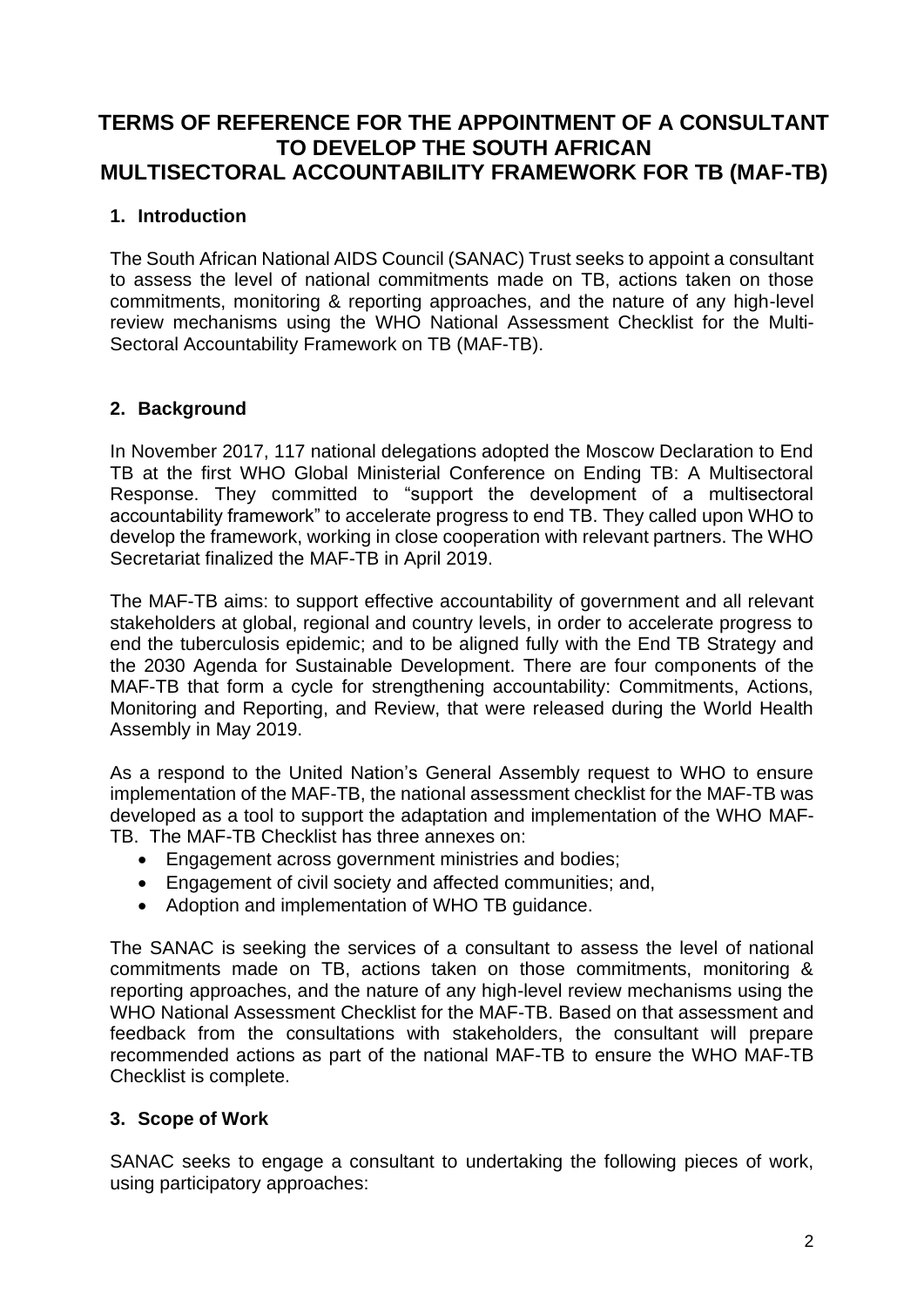# TERMS OF REFERENCE FOR THE APPOINTMENT OF A CONSULTANT TO DEVELOP THE SOUTH AFRICAN MULTISECTORAL ACCOUNTABILITY FRAMEWORK FOR TB (MAF-TB)

## 1. Introduction

The South African National AIDS Council (SANAC) Trust seeks to appoint a consultant to assess the level of national commitments made on TB, actions taken on those commitments, monitoring & reporting approaches, and the nature of any high-level review mechanisms using the WHO National Assessment Checklist for the Multi-Sectoral Accountability Framework on TB (MAF-TB).

## 2. Background

In November 2017, 117 national delegations adopted the Moscow Declaration to End TB at the first WHO Global Ministerial Conference on Ending TB: A Multisectoral Response. They committed to "support the development of a multisectoral accountability framework" to accelerate progress to end TB. They called upon WHO to develop the framework, working in close cooperation with relevant partners. The WHO Secretariat finalized the MAF-TB in April 2019.

The MAF-TB aims: to support effective accountability of government and all relevant stakeholders at global, regional and country levels, in order to accelerate progress to end the tuberculosis epidemic; and to be aligned fully with the End TB Strategy and the 2030 Agenda for Sustainable Development. There are four components of the MAF-TB that form a cycle for strengthening accountability: Commitments, Actions, Monitoring and Reporting, and Review, that were released during the World Health Assembly in May 2019.

As a respond to the United Nation's General Assembly request to WHO to ensure implementation of the MAF-TB, the national assessment checklist for the MAF-TB was developed as a tool to support the adaptation and implementation of the WHO MAF-TB. The MAF-TB Checklist has three annexes on:

- Engagement across government ministries and bodies;
- Engagement of civil society and affected communities; and,
- Adoption and implementation of WHO TB guidance.

The SANAC is seeking the services of a consultant to assess the level of national commitments made on TB, actions taken on those commitments, monitoring & reporting approaches, and the nature of any high-level review mechanisms using the WHO National Assessment Checklist for the MAF-TB. Based on that assessment and feedback from the consultations with stakeholders, the consultant will prepare recommended actions as part of the national MAF-TB to ensure the WHO MAF-TB Checklist is complete.

## 3. Scope of Work

SANAC seeks to engage a consultant to undertaking the following pieces of work, using participatory approaches: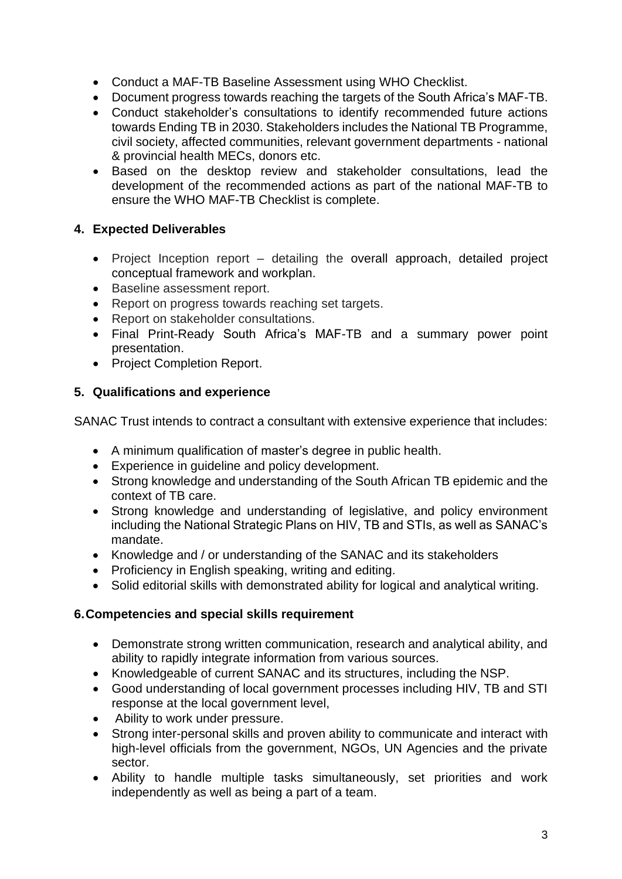- Conduct a MAF-TB Baseline Assessment using WHO Checklist.
- Document progress towards reaching the targets of the South Africa's MAF-TB.
- Conduct stakeholder's consultations to identify recommended future actions towards Ending TB in 2030. Stakeholders includes the National TB Programme, civil society, affected communities, relevant government departments - national & provincial health MECs, donors etc.
- Based on the desktop review and stakeholder consultations, lead the development of the recommended actions as part of the national MAF-TB to ensure the WHO MAF-TB Checklist is complete.

## 4. Expected Deliverables

- Project Inception report – detailing the overall approach, detailed project conceptual framework and workplan.
- Baseline assessment report.
- Report on progress towards reaching set targets.
- Report on stakeholder consultations.
- Final Print-Ready South Africa's MAF-TB and a summary power point presentation.
- Project Completion Report.

## 5. Qualifications and experience

SANAC Trust intends to contract a consultant with extensive experience that includes:

- A minimum qualification of master's degree in public health.
- Experience in guideline and policy development.
- Strong knowledge and understanding of the South African TB epidemic and the context of TB care.
- Strong knowledge and understanding of legislative, and policy environment including the National Strategic Plans on HIV, TB and STIs, as well as SANAC's mandate.
- Knowledge and / or understanding of the SANAC and its stakeholders
- Proficiency in English speaking, writing and editing.
- Solid editorial skills with demonstrated ability for logical and analytical writing.

## 6. Competencies and special skills requirement

- Demonstrate strong written communication, research and analytical ability, and ability to rapidly integrate information from various sources.
- Knowledgeable of current SANAC and its structures, including the NSP.
- Good understanding of local government processes including HIV, TB and STI response at the local government level,
- Ability to work under pressure.
- Strong inter-personal skills and proven ability to communicate and interact with high-level officials from the government, NGOs, UN Agencies and the private sector.
- Ability to handle multiple tasks simultaneously, set priorities and work independently as well as being a part of a team.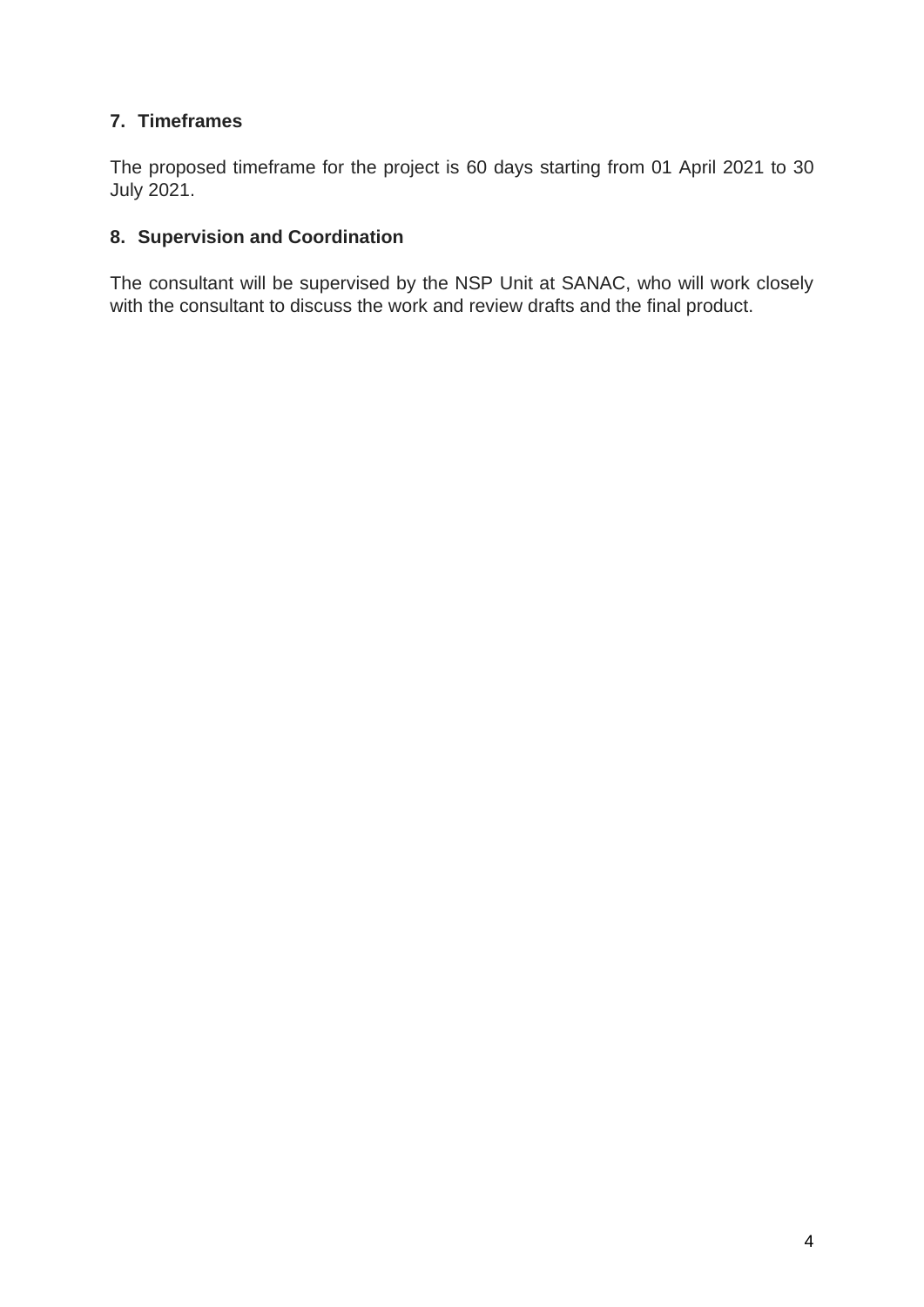## 7. Timeframes

The proposed timeframe for the project is 60 days starting from 01 April 2021 to 30 July 2021.

## 8. Supervision and Coordination

The consultant will be supervised by the NSP Unit at SANAC, who will work closely with the consultant to discuss the work and review drafts and the final product.